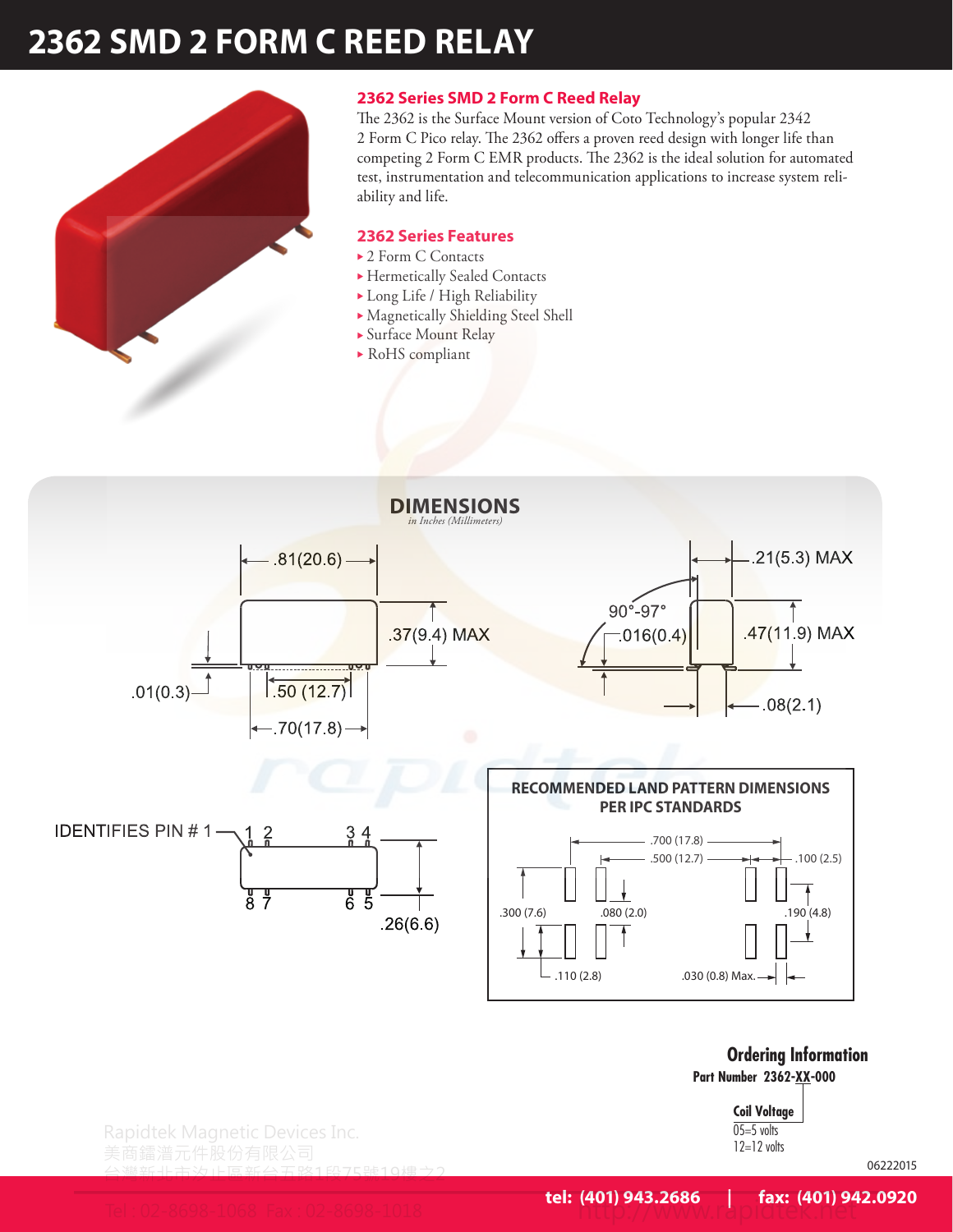# 2362 SMD 2 FORM C REED RELAY

## 2362 Series SMD 2 Form C Reed Relay

The 2362 is the Surface Mount version of Coto Technology's popular 2342 2 Form C Pico relay. The 2362 offers a proven reed design with longer life than competing 2 Form C EMR products. The 2362 is the ideal solution for automated test, instrumentation and telecommunication applications to increase system reliability and life.

## 2362 Series Features

- 2 Form C Contacts
- Hermetically Sealed Contacts
- Long Life / High Reliability
- Magnetically Shielding Steel Shell
- Surface Mount Relay
- RoHS compliant

## DIMENSIONS

*in Inches (Millimeters)*

.81(20.6)

.37(9.4) MAX

.01(0.3)

.50 (12.7)

.70(17.8)

.21(5.3) MAX

90°-97°

.016(0.4)

.47(11.9) MAX

.08(2.1)

IDENTIFIES PIN # 1

1 2 3 4

8 7 6 5

.26(6.6)

### RECOMMENDED LAND PATTERN DIMENSIONS PER IPC STANDARDS

.700 (17.8)

.500 (12.7)

.100 (2.5)

.300 (7.6)

.080 (2.0)

.190 (4.8)

.110 (2.8)

.030 (0.8) Max.

### Ordering Information

**Part Number 2362-XX-000**

**Coil Voltage**
05=5 volts
12=12 volts

06222015

tel: (401) 943.2686 | fax: (401) 942.0920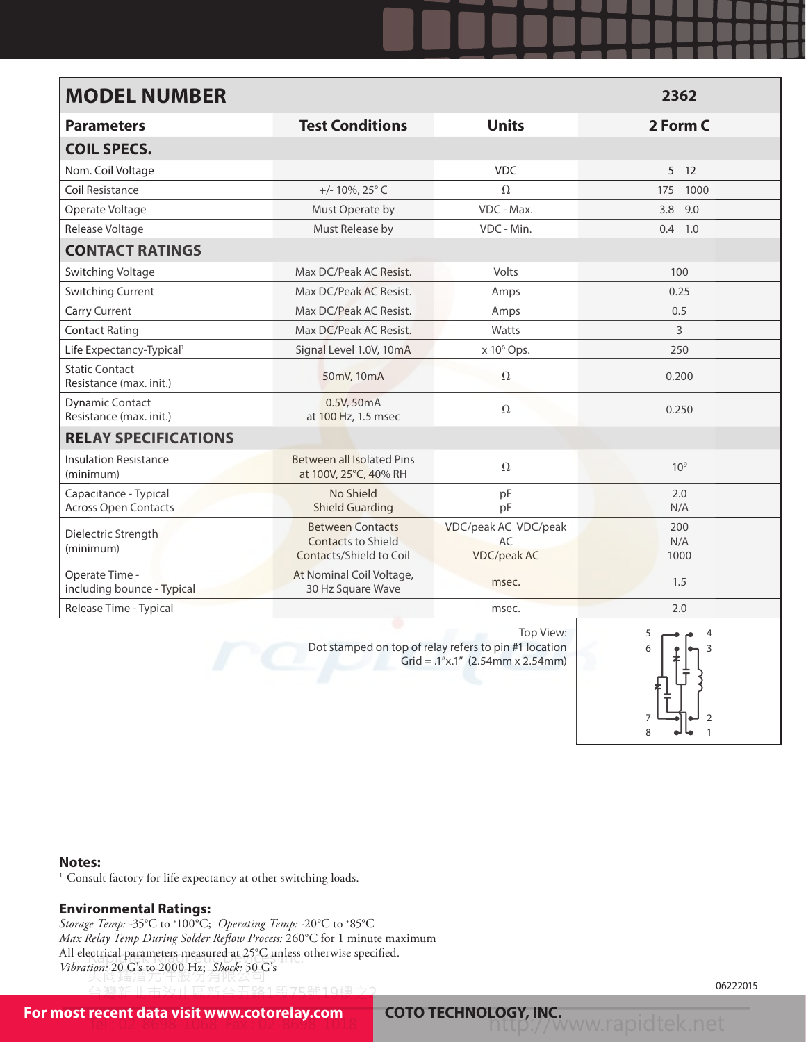| MODEL NUMBER | | | 2362 |
|---|---|---|---|
| **Parameters** | **Test Conditions** | **Units** | **2 Form C** |
| **COIL SPECS.** | | | |
| Nom. Coil Voltage | | VDC | 5 12 |
| Coil Resistance | +/- 10%, 25° C | Ω | 175 1000 |
| Operate Voltage | Must Operate by | VDC - Max. | 3.8 9.0 |
| Release Voltage | Must Release by | VDC - Min. | 0.4 1.0 |
| **CONTACT RATINGS** | | | |
| Switching Voltage | Max DC/Peak AC Resist. | Volts | 100 |
| Switching Current | Max DC/Peak AC Resist. | Amps | 0.25 |
| Carry Current | Max DC/Peak AC Resist. | Amps | 0.5 |
| Contact Rating | Max DC/Peak AC Resist. | Watts | 3 |
| Life Expectancy-Typical[1] | Signal Level 1.0V, 10mA | x $10^6$ Ops. | 250 |
| Static Contact Resistance (max. init.) | 50mV, 10mA | Ω | 0.200 |
| Dynamic Contact Resistance (max. init.) | 0.5V, 50mA at 100 Hz, 1.5 msec | Ω | 0.250 |
| **RELAY SPECIFICATIONS** | | | |
| Insulation Resistance (minimum) | Between all Isolated Pins at 100V, 25°C, 40% RH | Ω | $10^9$ |
| Capacitance - Typical Across Open Contacts | No Shield<br>Shield Guarding | pF<br>pF | 2.0<br>N/A |
| Dielectric Strength (minimum) | Between Contacts<br>Contacts to Shield<br>Contacts/Shield to Coil | VDC/peak AC<br>VDC/peak AC<br>VDC/peak AC | 200<br>N/A<br>1000 |
| Operate Time - including bounce - Typical | At Nominal Coil Voltage, 30 Hz Square Wave | msec. | 1.5 |
| Release Time - Typical | | msec. | 2.0 |

Top View:
Dot stamped on top of relay refers to pin #1 location
Grid = .1"x.1" (2.54mm x 2.54mm)

5 4
6 3
7 2
8 1

**Notes:**
[1] Consult factory for life expectancy at other switching loads.

**Environmental Ratings:**
*Storage Temp:* -35°C to +100°C; *Operating Temp:* -20°C to +85°C
*Max Relay Temp During Solder Reflow Process:* 260°C for 1 minute maximum
All electrical parameters measured at 25°C unless otherwise specified.
*Vibration:* 20 G's to 2000 Hz; *Shock:* 50 G's

06222015

For most recent data visit www.cotorelay.com

COTO TECHNOLOGY, INC.